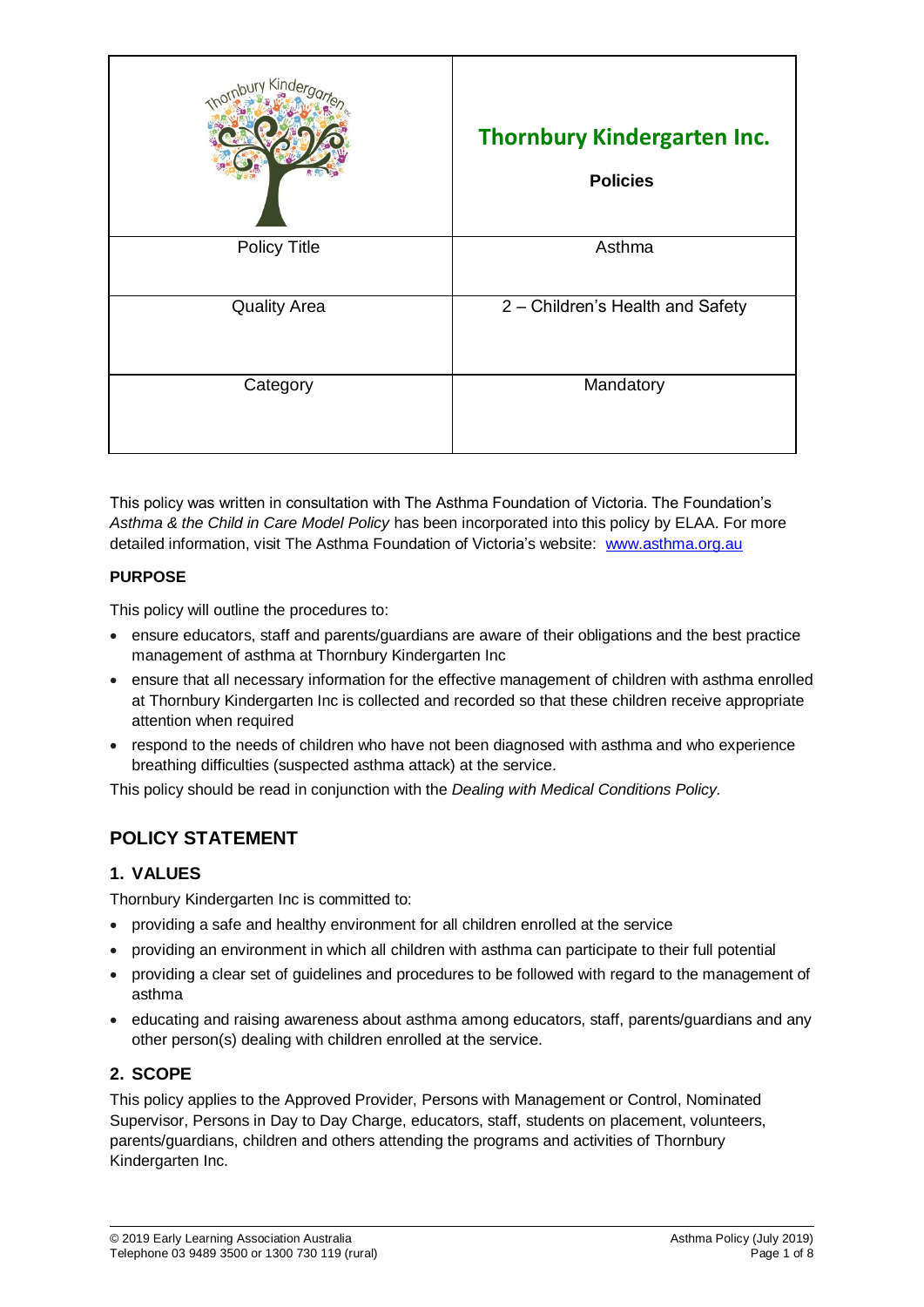| | Thornbury Kindergarten Inc. **Policies** |
|---|---|
| Policy Title | Asthma |
| Quality Area | 2 – Children's Health and Safety |
| Category | Mandatory |

This policy was written in consultation with The Asthma Foundation of Victoria. The Foundation's *Asthma & the Child in Care Model Policy* has been incorporated into this policy by ELAA. For more detailed information, visit The Asthma Foundation of Victoria's website: www.asthma.org.au

**PURPOSE**

This policy will outline the procedures to:

- ensure educators, staff and parents/guardians are aware of their obligations and the best practice management of asthma at Thornbury Kindergarten Inc
- ensure that all necessary information for the effective management of children with asthma enrolled at Thornbury Kindergarten Inc is collected and recorded so that these children receive appropriate attention when required
- respond to the needs of children who have not been diagnosed with asthma and who experience breathing difficulties (suspected asthma attack) at the service.

This policy should be read in conjunction with the *Dealing with Medical Conditions Policy.*

## POLICY STATEMENT

### 1. VALUES

Thornbury Kindergarten Inc is committed to:

- providing a safe and healthy environment for all children enrolled at the service
- providing an environment in which all children with asthma can participate to their full potential
- providing a clear set of guidelines and procedures to be followed with regard to the management of asthma
- educating and raising awareness about asthma among educators, staff, parents/guardians and any other person(s) dealing with children enrolled at the service.

### 2. SCOPE

This policy applies to the Approved Provider, Persons with Management or Control, Nominated Supervisor, Persons in Day to Day Charge, educators, staff, students on placement, volunteers, parents/guardians, children and others attending the programs and activities of Thornbury Kindergarten Inc.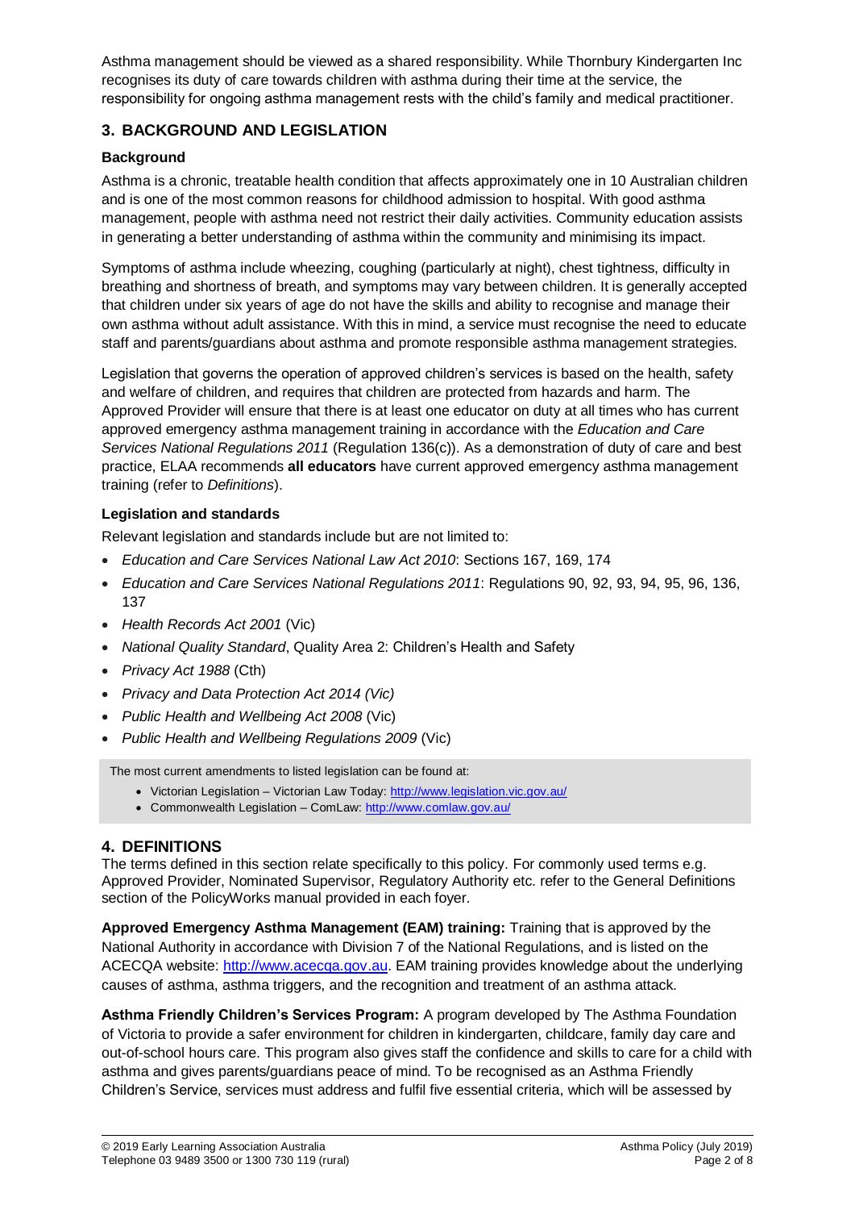Asthma management should be viewed as a shared responsibility. While Thornbury Kindergarten Inc recognises its duty of care towards children with asthma during their time at the service, the responsibility for ongoing asthma management rests with the child's family and medical practitioner.

## 3. BACKGROUND AND LEGISLATION

### Background

Asthma is a chronic, treatable health condition that affects approximately one in 10 Australian children and is one of the most common reasons for childhood admission to hospital. With good asthma management, people with asthma need not restrict their daily activities. Community education assists in generating a better understanding of asthma within the community and minimising its impact.

Symptoms of asthma include wheezing, coughing (particularly at night), chest tightness, difficulty in breathing and shortness of breath, and symptoms may vary between children. It is generally accepted that children under six years of age do not have the skills and ability to recognise and manage their own asthma without adult assistance. With this in mind, a service must recognise the need to educate staff and parents/guardians about asthma and promote responsible asthma management strategies.

Legislation that governs the operation of approved children's services is based on the health, safety and welfare of children, and requires that children are protected from hazards and harm. The Approved Provider will ensure that there is at least one educator on duty at all times who has current approved emergency asthma management training in accordance with the *Education and Care Services National Regulations 2011* (Regulation 136(c)). As a demonstration of duty of care and best practice, ELAA recommends **all educators** have current approved emergency asthma management training (refer to *Definitions*).

### Legislation and standards

Relevant legislation and standards include but are not limited to:

- *Education and Care Services National Law Act 2010*: Sections 167, 169, 174
- *Education and Care Services National Regulations 2011*: Regulations 90, 92, 93, 94, 95, 96, 136, 137
- *Health Records Act 2001* (Vic)
- *National Quality Standard*, Quality Area 2: Children's Health and Safety
- *Privacy Act 1988* (Cth)
- *Privacy and Data Protection Act 2014 (Vic)*
- *Public Health and Wellbeing Act 2008* (Vic)
- *Public Health and Wellbeing Regulations 2009* (Vic)

> The most current amendments to listed legislation can be found at:
>
> - Victorian Legislation – Victorian Law Today: http://www.legislation.vic.gov.au/
> - Commonwealth Legislation – ComLaw: http://www.comlaw.gov.au/

## 4. DEFINITIONS

The terms defined in this section relate specifically to this policy. For commonly used terms e.g. Approved Provider, Nominated Supervisor, Regulatory Authority etc. refer to the General Definitions section of the PolicyWorks manual provided in each foyer.

**Approved Emergency Asthma Management (EAM) training:** Training that is approved by the National Authority in accordance with Division 7 of the National Regulations, and is listed on the ACECQA website: http://www.acecqa.gov.au. EAM training provides knowledge about the underlying causes of asthma, asthma triggers, and the recognition and treatment of an asthma attack.

**Asthma Friendly Children's Services Program:** A program developed by The Asthma Foundation of Victoria to provide a safer environment for children in kindergarten, childcare, family day care and out-of-school hours care. This program also gives staff the confidence and skills to care for a child with asthma and gives parents/guardians peace of mind. To be recognised as an Asthma Friendly Children's Service, services must address and fulfil five essential criteria, which will be assessed by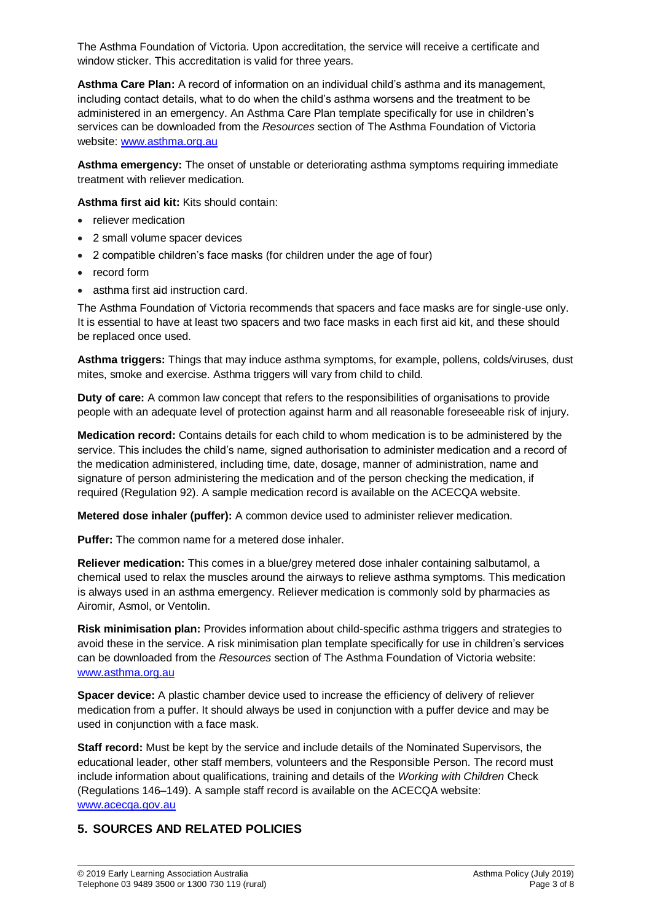The Asthma Foundation of Victoria. Upon accreditation, the service will receive a certificate and window sticker. This accreditation is valid for three years.

**Asthma Care Plan:** A record of information on an individual child's asthma and its management, including contact details, what to do when the child's asthma worsens and the treatment to be administered in an emergency. An Asthma Care Plan template specifically for use in children's services can be downloaded from the *Resources* section of The Asthma Foundation of Victoria website: www.asthma.org.au

**Asthma emergency:** The onset of unstable or deteriorating asthma symptoms requiring immediate treatment with reliever medication.

**Asthma first aid kit:** Kits should contain:

- reliever medication
- 2 small volume spacer devices
- 2 compatible children's face masks (for children under the age of four)
- record form
- asthma first aid instruction card.

The Asthma Foundation of Victoria recommends that spacers and face masks are for single-use only. It is essential to have at least two spacers and two face masks in each first aid kit, and these should be replaced once used.

**Asthma triggers:** Things that may induce asthma symptoms, for example, pollens, colds/viruses, dust mites, smoke and exercise. Asthma triggers will vary from child to child.

**Duty of care:** A common law concept that refers to the responsibilities of organisations to provide people with an adequate level of protection against harm and all reasonable foreseeable risk of injury.

**Medication record:** Contains details for each child to whom medication is to be administered by the service. This includes the child's name, signed authorisation to administer medication and a record of the medication administered, including time, date, dosage, manner of administration, name and signature of person administering the medication and of the person checking the medication, if required (Regulation 92). A sample medication record is available on the ACECQA website.

**Metered dose inhaler (puffer):** A common device used to administer reliever medication.

**Puffer:** The common name for a metered dose inhaler.

**Reliever medication:** This comes in a blue/grey metered dose inhaler containing salbutamol, a chemical used to relax the muscles around the airways to relieve asthma symptoms. This medication is always used in an asthma emergency. Reliever medication is commonly sold by pharmacies as Airomir, Asmol, or Ventolin.

**Risk minimisation plan:** Provides information about child-specific asthma triggers and strategies to avoid these in the service. A risk minimisation plan template specifically for use in children's services can be downloaded from the *Resources* section of The Asthma Foundation of Victoria website: www.asthma.org.au

**Spacer device:** A plastic chamber device used to increase the efficiency of delivery of reliever medication from a puffer. It should always be used in conjunction with a puffer device and may be used in conjunction with a face mask.

**Staff record:** Must be kept by the service and include details of the Nominated Supervisors, the educational leader, other staff members, volunteers and the Responsible Person. The record must include information about qualifications, training and details of the *Working with Children* Check (Regulations 146–149). A sample staff record is available on the ACECQA website: www.acecqa.gov.au

## 5. SOURCES AND RELATED POLICIES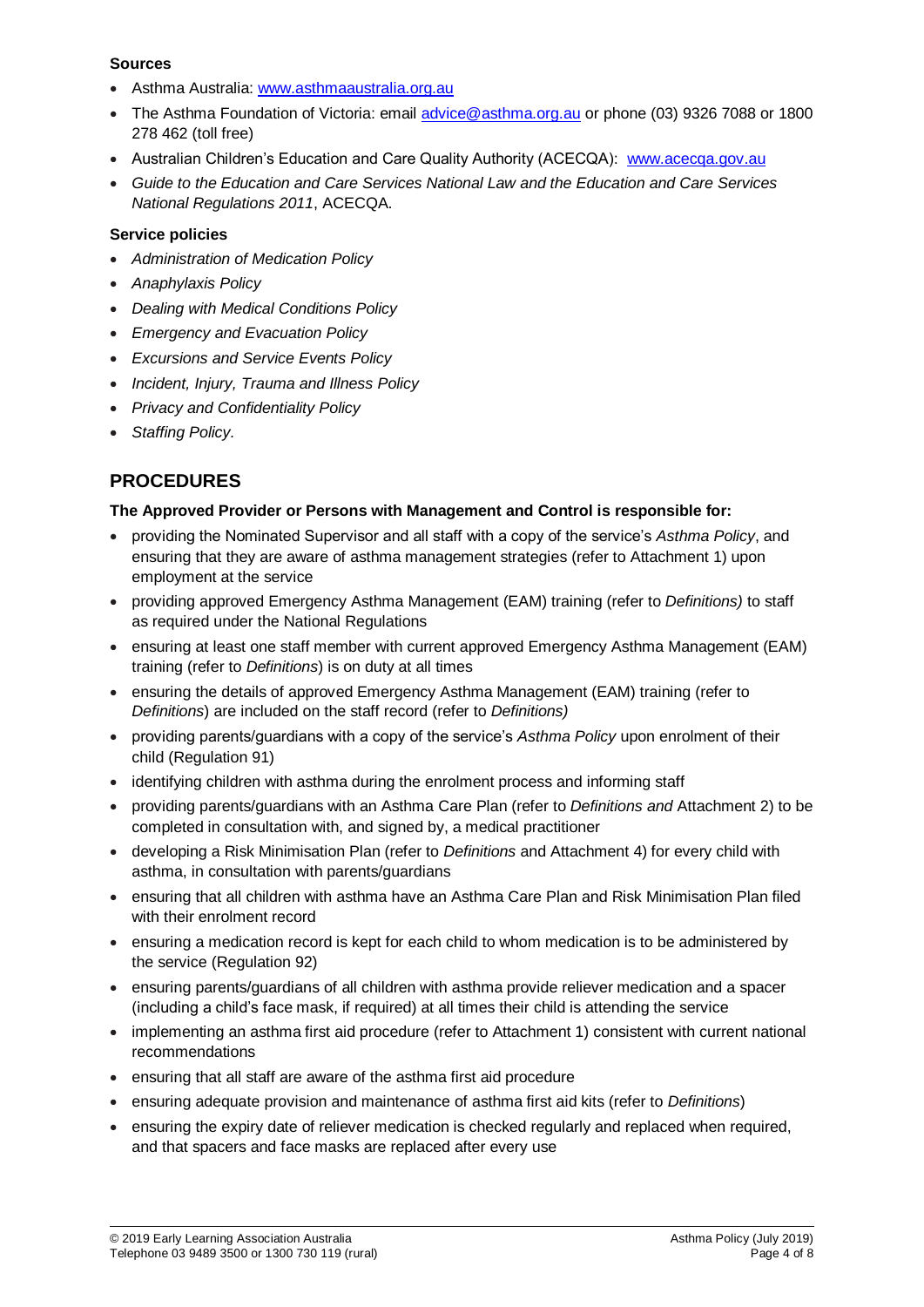**Sources**

- Asthma Australia: [www.asthmaaustralia.org.au](http://www.asthmaaustralia.org.au)
- The Asthma Foundation of Victoria: email [advice@asthma.org.au](mailto:advice@asthma.org.au) or phone (03) 9326 7088 or 1800 278 462 (toll free)
- Australian Children's Education and Care Quality Authority (ACECQA): [www.acecqa.gov.au](http://www.acecqa.gov.au)
- *Guide to the Education and Care Services National Law and the Education and Care Services National Regulations 2011*, ACECQA.

**Service policies**

- *Administration of Medication Policy*
- *Anaphylaxis Policy*
- *Dealing with Medical Conditions Policy*
- *Emergency and Evacuation Policy*
- *Excursions and Service Events Policy*
- *Incident, Injury, Trauma and Illness Policy*
- *Privacy and Confidentiality Policy*
- *Staffing Policy*.

## PROCEDURES

**The Approved Provider or Persons with Management and Control is responsible for:**

- providing the Nominated Supervisor and all staff with a copy of the service's *Asthma Policy*, and ensuring that they are aware of asthma management strategies (refer to Attachment 1) upon employment at the service
- providing approved Emergency Asthma Management (EAM) training (refer to *Definitions)* to staff as required under the National Regulations
- ensuring at least one staff member with current approved Emergency Asthma Management (EAM) training (refer to *Definitions*) is on duty at all times
- ensuring the details of approved Emergency Asthma Management (EAM) training (refer to *Definitions*) are included on the staff record (refer to *Definitions)*
- providing parents/guardians with a copy of the service's *Asthma Policy* upon enrolment of their child (Regulation 91)
- identifying children with asthma during the enrolment process and informing staff
- providing parents/guardians with an Asthma Care Plan (refer to *Definitions and* Attachment 2) to be completed in consultation with, and signed by, a medical practitioner
- developing a Risk Minimisation Plan (refer to *Definitions* and Attachment 4) for every child with asthma, in consultation with parents/guardians
- ensuring that all children with asthma have an Asthma Care Plan and Risk Minimisation Plan filed with their enrolment record
- ensuring a medication record is kept for each child to whom medication is to be administered by the service (Regulation 92)
- ensuring parents/guardians of all children with asthma provide reliever medication and a spacer (including a child's face mask, if required) at all times their child is attending the service
- implementing an asthma first aid procedure (refer to Attachment 1) consistent with current national recommendations
- ensuring that all staff are aware of the asthma first aid procedure
- ensuring adequate provision and maintenance of asthma first aid kits (refer to *Definitions*)
- ensuring the expiry date of reliever medication is checked regularly and replaced when required, and that spacers and face masks are replaced after every use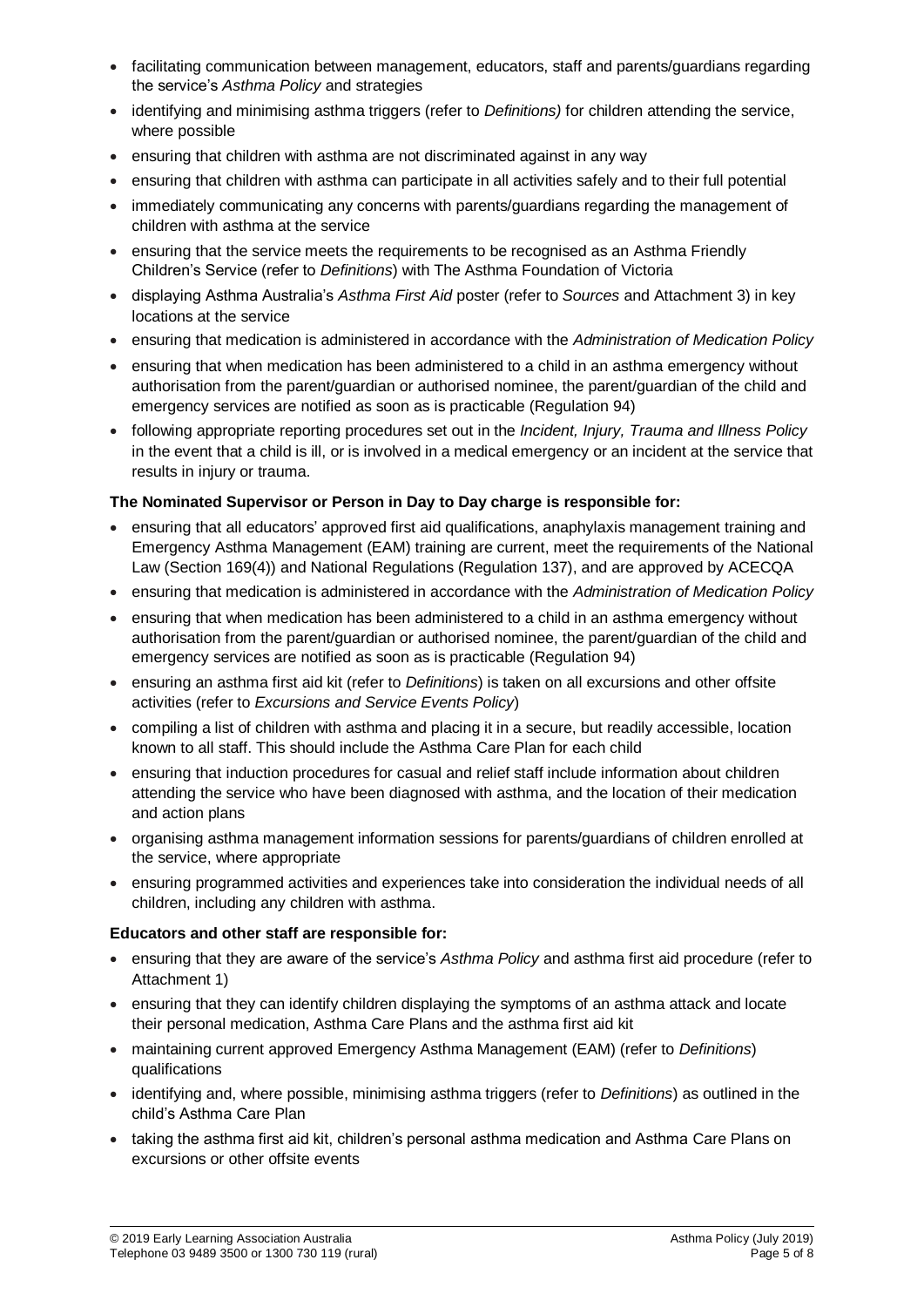- facilitating communication between management, educators, staff and parents/guardians regarding the service's *Asthma Policy* and strategies
- identifying and minimising asthma triggers (refer to *Definitions)* for children attending the service, where possible
- ensuring that children with asthma are not discriminated against in any way
- ensuring that children with asthma can participate in all activities safely and to their full potential
- immediately communicating any concerns with parents/guardians regarding the management of children with asthma at the service
- ensuring that the service meets the requirements to be recognised as an Asthma Friendly Children's Service (refer to *Definitions*) with The Asthma Foundation of Victoria
- displaying Asthma Australia's *Asthma First Aid* poster (refer to *Sources* and Attachment 3) in key locations at the service
- ensuring that medication is administered in accordance with the *Administration of Medication Policy*
- ensuring that when medication has been administered to a child in an asthma emergency without authorisation from the parent/guardian or authorised nominee, the parent/guardian of the child and emergency services are notified as soon as is practicable (Regulation 94)
- following appropriate reporting procedures set out in the *Incident, Injury, Trauma and Illness Policy* in the event that a child is ill, or is involved in a medical emergency or an incident at the service that results in injury or trauma.

**The Nominated Supervisor or Person in Day to Day charge is responsible for:**

- ensuring that all educators' approved first aid qualifications, anaphylaxis management training and Emergency Asthma Management (EAM) training are current, meet the requirements of the National Law (Section 169(4)) and National Regulations (Regulation 137), and are approved by ACECQA
- ensuring that medication is administered in accordance with the *Administration of Medication Policy*
- ensuring that when medication has been administered to a child in an asthma emergency without authorisation from the parent/guardian or authorised nominee, the parent/guardian of the child and emergency services are notified as soon as is practicable (Regulation 94)
- ensuring an asthma first aid kit (refer to *Definitions*) is taken on all excursions and other offsite activities (refer to *Excursions and Service Events Policy*)
- compiling a list of children with asthma and placing it in a secure, but readily accessible, location known to all staff. This should include the Asthma Care Plan for each child
- ensuring that induction procedures for casual and relief staff include information about children attending the service who have been diagnosed with asthma, and the location of their medication and action plans
- organising asthma management information sessions for parents/guardians of children enrolled at the service, where appropriate
- ensuring programmed activities and experiences take into consideration the individual needs of all children, including any children with asthma.

**Educators and other staff are responsible for:**

- ensuring that they are aware of the service's *Asthma Policy* and asthma first aid procedure (refer to Attachment 1)
- ensuring that they can identify children displaying the symptoms of an asthma attack and locate their personal medication, Asthma Care Plans and the asthma first aid kit
- maintaining current approved Emergency Asthma Management (EAM) (refer to *Definitions*) qualifications
- identifying and, where possible, minimising asthma triggers (refer to *Definitions*) as outlined in the child's Asthma Care Plan
- taking the asthma first aid kit, children's personal asthma medication and Asthma Care Plans on excursions or other offsite events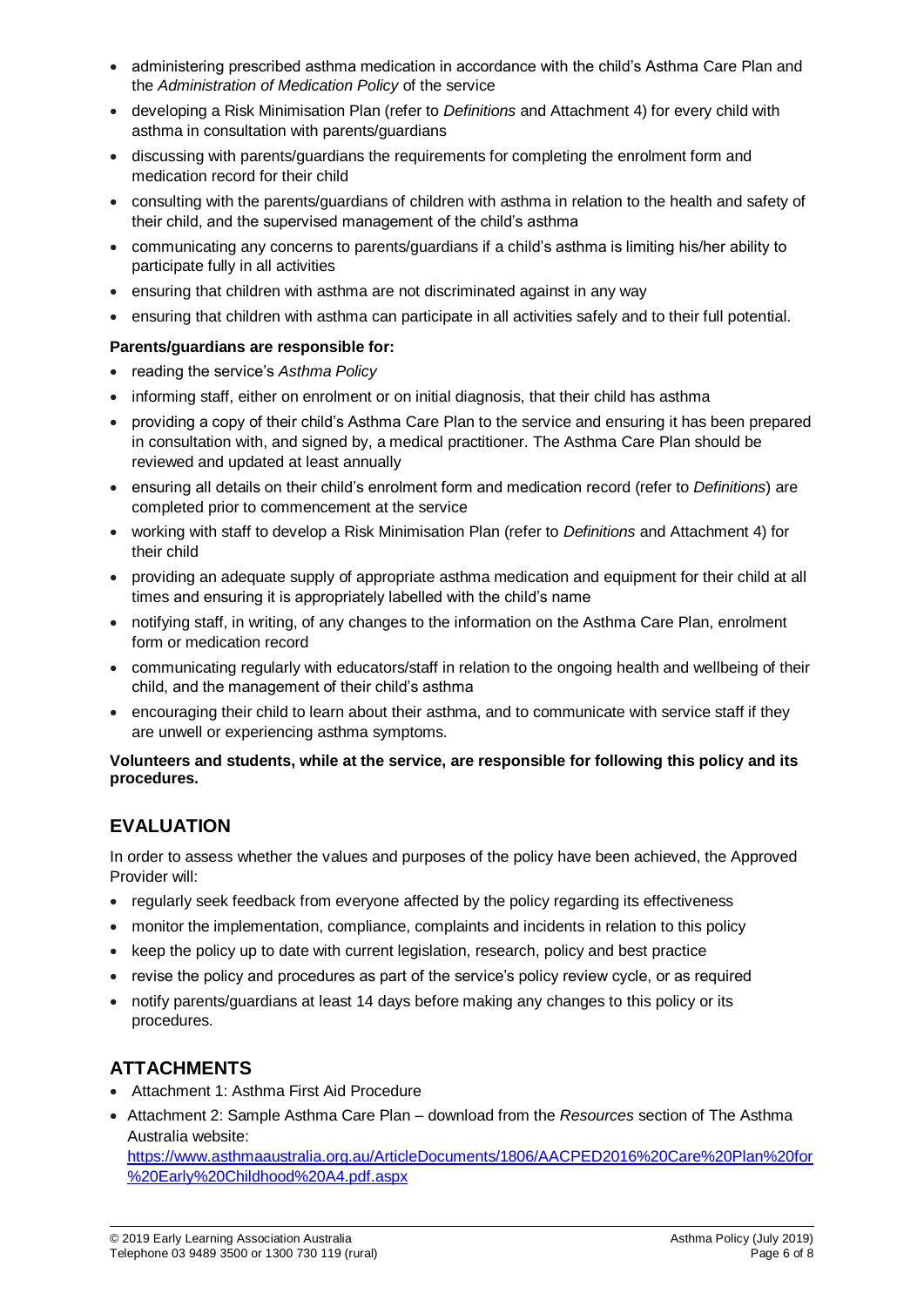- administering prescribed asthma medication in accordance with the child's Asthma Care Plan and the *Administration of Medication Policy* of the service
- developing a Risk Minimisation Plan (refer to *Definitions* and Attachment 4) for every child with asthma in consultation with parents/guardians
- discussing with parents/guardians the requirements for completing the enrolment form and medication record for their child
- consulting with the parents/guardians of children with asthma in relation to the health and safety of their child, and the supervised management of the child's asthma
- communicating any concerns to parents/guardians if a child's asthma is limiting his/her ability to participate fully in all activities
- ensuring that children with asthma are not discriminated against in any way
- ensuring that children with asthma can participate in all activities safely and to their full potential.

**Parents/guardians are responsible for:**

- reading the service's *Asthma Policy*
- informing staff, either on enrolment or on initial diagnosis, that their child has asthma
- providing a copy of their child's Asthma Care Plan to the service and ensuring it has been prepared in consultation with, and signed by, a medical practitioner. The Asthma Care Plan should be reviewed and updated at least annually
- ensuring all details on their child's enrolment form and medication record (refer to *Definitions*) are completed prior to commencement at the service
- working with staff to develop a Risk Minimisation Plan (refer to *Definitions* and Attachment 4) for their child
- providing an adequate supply of appropriate asthma medication and equipment for their child at all times and ensuring it is appropriately labelled with the child's name
- notifying staff, in writing, of any changes to the information on the Asthma Care Plan, enrolment form or medication record
- communicating regularly with educators/staff in relation to the ongoing health and wellbeing of their child, and the management of their child's asthma
- encouraging their child to learn about their asthma, and to communicate with service staff if they are unwell or experiencing asthma symptoms.

**Volunteers and students, while at the service, are responsible for following this policy and its procedures.**

## EVALUATION

In order to assess whether the values and purposes of the policy have been achieved, the Approved Provider will:

- regularly seek feedback from everyone affected by the policy regarding its effectiveness
- monitor the implementation, compliance, complaints and incidents in relation to this policy
- keep the policy up to date with current legislation, research, policy and best practice
- revise the policy and procedures as part of the service's policy review cycle, or as required
- notify parents/guardians at least 14 days before making any changes to this policy or its procedures.

## ATTACHMENTS

- Attachment 1: Asthma First Aid Procedure
- Attachment 2: Sample Asthma Care Plan – download from the *Resources* section of The Asthma Australia website: https://www.asthmaaustralia.org.au/ArticleDocuments/1806/AACPED2016%20Care%20Plan%20for%20Early%20Childhood%20A4.pdf.aspx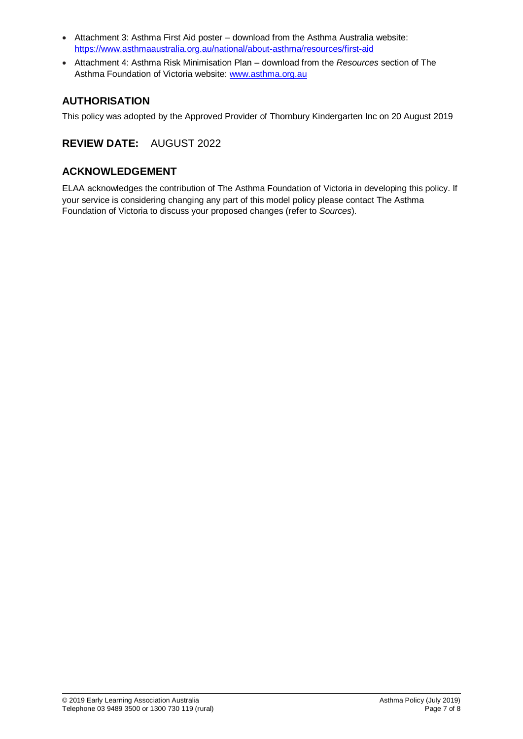- Attachment 3: Asthma First Aid poster – download from the Asthma Australia website: [https://www.asthmaaustralia.org.au/national/about-asthma/resources/first-aid](https://www.asthmaaustralia.org.au/national/about-asthma/resources/first-aid)
- Attachment 4: Asthma Risk Minimisation Plan – download from the *Resources* section of The Asthma Foundation of Victoria website: [www.asthma.org.au](http://www.asthma.org.au)

## AUTHORISATION

This policy was adopted by the Approved Provider of Thornbury Kindergarten Inc on 20 August 2019

## REVIEW DATE: AUGUST 2022

## ACKNOWLEDGEMENT

ELAA acknowledges the contribution of The Asthma Foundation of Victoria in developing this policy. If your service is considering changing any part of this model policy please contact The Asthma Foundation of Victoria to discuss your proposed changes (refer to *Sources*).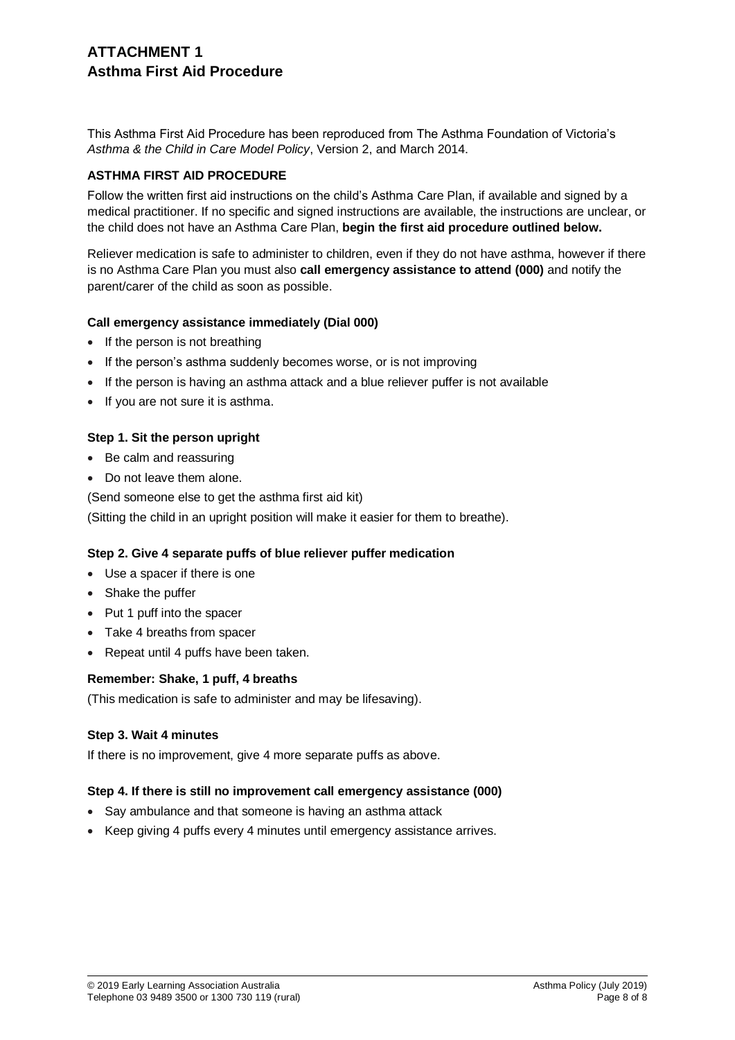# ATTACHMENT 1
# Asthma First Aid Procedure

This Asthma First Aid Procedure has been reproduced from The Asthma Foundation of Victoria's *Asthma & the Child in Care Model Policy*, Version 2, and March 2014.

**ASTHMA FIRST AID PROCEDURE**

Follow the written first aid instructions on the child's Asthma Care Plan, if available and signed by a medical practitioner. If no specific and signed instructions are available, the instructions are unclear, or the child does not have an Asthma Care Plan, **begin the first aid procedure outlined below.**

Reliever medication is safe to administer to children, even if they do not have asthma, however if there is no Asthma Care Plan you must also **call emergency assistance to attend (000)** and notify the parent/carer of the child as soon as possible.

**Call emergency assistance immediately (Dial 000)**

- If the person is not breathing
- If the person's asthma suddenly becomes worse, or is not improving
- If the person is having an asthma attack and a blue reliever puffer is not available
- If you are not sure it is asthma.

**Step 1. Sit the person upright**

- Be calm and reassuring
- Do not leave them alone.

(Send someone else to get the asthma first aid kit)

(Sitting the child in an upright position will make it easier for them to breathe).

**Step 2. Give 4 separate puffs of blue reliever puffer medication**

- Use a spacer if there is one
- Shake the puffer
- Put 1 puff into the spacer
- Take 4 breaths from spacer
- Repeat until 4 puffs have been taken.

**Remember: Shake, 1 puff, 4 breaths**

(This medication is safe to administer and may be lifesaving).

**Step 3. Wait 4 minutes**

If there is no improvement, give 4 more separate puffs as above.

**Step 4. If there is still no improvement call emergency assistance (000)**

- Say ambulance and that someone is having an asthma attack
- Keep giving 4 puffs every 4 minutes until emergency assistance arrives.